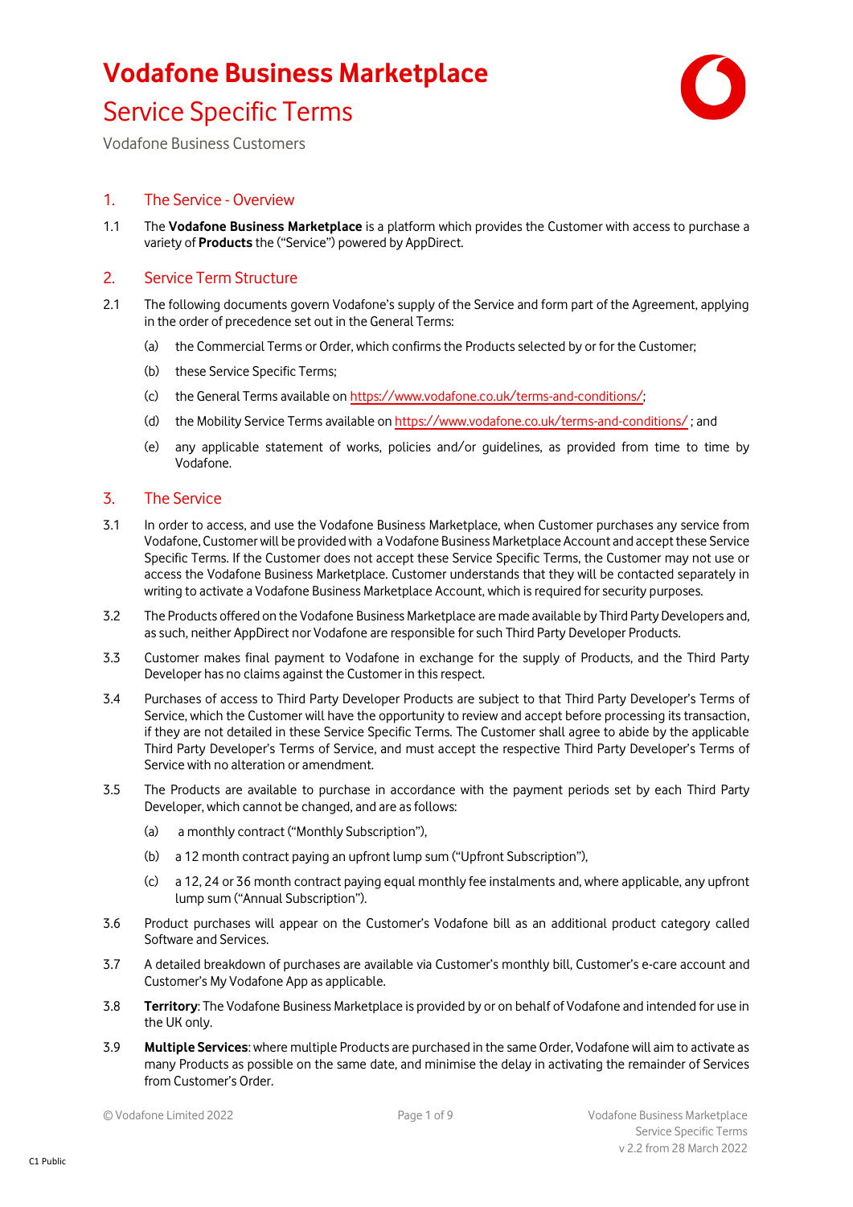# Vodafone Business Marketplace

## Service Specific Terms

Vodafone Business Customers

### 1. The Service - Overview

1.1 The **Vodafone Business Marketplace** is a platform which provides the Customer with access to purchase a variety of **Products** the ("Service") powered by AppDirect.

### 2. Service Term Structure

2.1 The following documents govern Vodafone's supply of the Service and form part of the Agreement, applying in the order of precedence set out in the General Terms:

(a) the Commercial Terms or Order, which confirms the Products selected by or for the Customer;

(b) these Service Specific Terms;

(c) the General Terms available on https://www.vodafone.co.uk/terms-and-conditions/;

(d) the Mobility Service Terms available on https://www.vodafone.co.uk/terms-and-conditions/ ; and

(e) any applicable statement of works, policies and/or guidelines, as provided from time to time by Vodafone.

### 3. The Service

3.1 In order to access, and use the Vodafone Business Marketplace, when Customer purchases any service from Vodafone, Customer will be provided with a Vodafone Business Marketplace Account and accept these Service Specific Terms. If the Customer does not accept these Service Specific Terms, the Customer may not use or access the Vodafone Business Marketplace. Customer understands that they will be contacted separately in writing to activate a Vodafone Business Marketplace Account, which is required for security purposes.

3.2 The Products offered on the Vodafone Business Marketplace are made available by Third Party Developers and, as such, neither AppDirect nor Vodafone are responsible for such Third Party Developer Products.

3.3 Customer makes final payment to Vodafone in exchange for the supply of Products, and the Third Party Developer has no claims against the Customer in this respect.

3.4 Purchases of access to Third Party Developer Products are subject to that Third Party Developer's Terms of Service, which the Customer will have the opportunity to review and accept before processing its transaction, if they are not detailed in these Service Specific Terms. The Customer shall agree to abide by the applicable Third Party Developer's Terms of Service, and must accept the respective Third Party Developer's Terms of Service with no alteration or amendment.

3.5 The Products are available to purchase in accordance with the payment periods set by each Third Party Developer, which cannot be changed, and are as follows:

(a) a monthly contract ("Monthly Subscription"),

(b) a 12 month contract paying an upfront lump sum ("Upfront Subscription"),

(c) a 12, 24 or 36 month contract paying equal monthly fee instalments and, where applicable, any upfront lump sum ("Annual Subscription").

3.6 Product purchases will appear on the Customer's Vodafone bill as an additional product category called Software and Services.

3.7 A detailed breakdown of purchases are available via Customer's monthly bill, Customer's e-care account and Customer's My Vodafone App as applicable.

3.8 **Territory**: The Vodafone Business Marketplace is provided by or on behalf of Vodafone and intended for use in the UK only.

3.9 **Multiple Services**: where multiple Products are purchased in the same Order, Vodafone will aim to activate as many Products as possible on the same date, and minimise the delay in activating the remainder of Services from Customer's Order.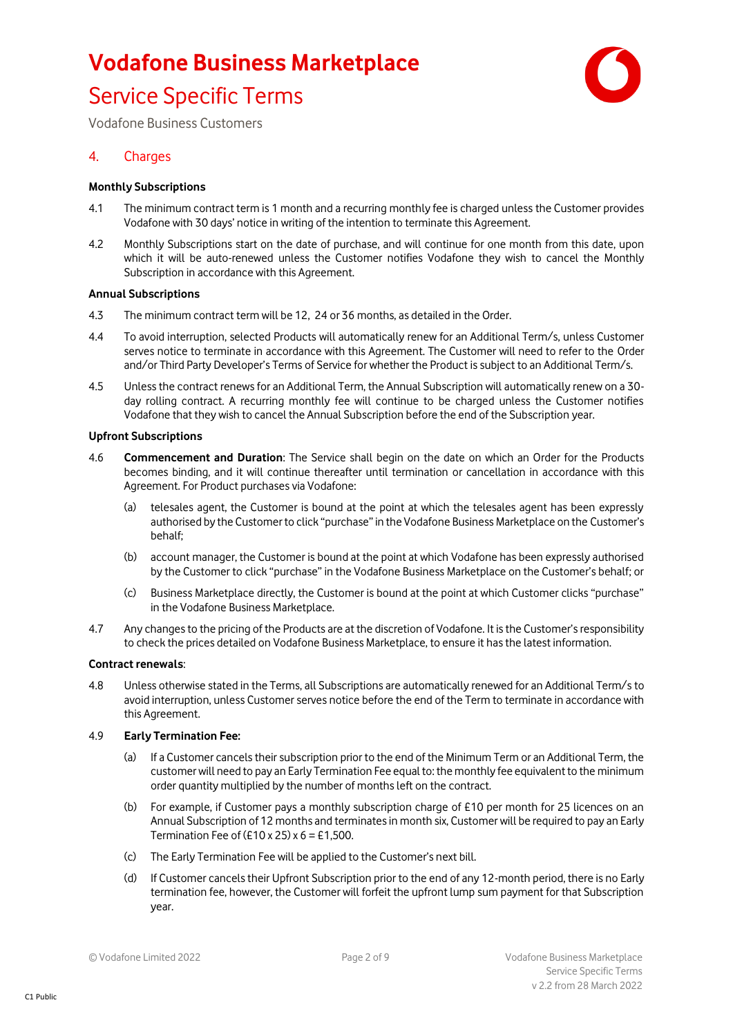## 4. Charges

**Monthly Subscriptions**

4.1 The minimum contract term is 1 month and a recurring monthly fee is charged unless the Customer provides Vodafone with 30 days' notice in writing of the intention to terminate this Agreement.

4.2 Monthly Subscriptions start on the date of purchase, and will continue for one month from this date, upon which it will be auto-renewed unless the Customer notifies Vodafone they wish to cancel the Monthly Subscription in accordance with this Agreement.

**Annual Subscriptions**

4.3 The minimum contract term will be 12, 24 or 36 months, as detailed in the Order.

4.4 To avoid interruption, selected Products will automatically renew for an Additional Term/s, unless Customer serves notice to terminate in accordance with this Agreement. The Customer will need to refer to the Order and/or Third Party Developer's Terms of Service for whether the Product is subject to an Additional Term/s.

4.5 Unless the contract renews for an Additional Term, the Annual Subscription will automatically renew on a 30-day rolling contract. A recurring monthly fee will continue to be charged unless the Customer notifies Vodafone that they wish to cancel the Annual Subscription before the end of the Subscription year.

**Upfront Subscriptions**

4.6 **Commencement and Duration**: The Service shall begin on the date on which an Order for the Products becomes binding, and it will continue thereafter until termination or cancellation in accordance with this Agreement. For Product purchases via Vodafone:

(a) telesales agent, the Customer is bound at the point at which the telesales agent has been expressly authorised by the Customer to click "purchase" in the Vodafone Business Marketplace on the Customer's behalf;

(b) account manager, the Customer is bound at the point at which Vodafone has been expressly authorised by the Customer to click "purchase" in the Vodafone Business Marketplace on the Customer's behalf; or

(c) Business Marketplace directly, the Customer is bound at the point at which Customer clicks "purchase" in the Vodafone Business Marketplace.

4.7 Any changes to the pricing of the Products are at the discretion of Vodafone. It is the Customer's responsibility to check the prices detailed on Vodafone Business Marketplace, to ensure it has the latest information.

**Contract renewals**:

4.8 Unless otherwise stated in the Terms, all Subscriptions are automatically renewed for an Additional Term/s to avoid interruption, unless Customer serves notice before the end of the Term to terminate in accordance with this Agreement.

4.9 **Early Termination Fee:**

(a) If a Customer cancels their subscription prior to the end of the Minimum Term or an Additional Term, the customer will need to pay an Early Termination Fee equal to: the monthly fee equivalent to the minimum order quantity multiplied by the number of months left on the contract.

(b) For example, if Customer pays a monthly subscription charge of £10 per month for 25 licences on an Annual Subscription of 12 months and terminates in month six, Customer will be required to pay an Early Termination Fee of (£10 x 25) x 6 = £1,500.

(c) The Early Termination Fee will be applied to the Customer's next bill.

(d) If Customer cancels their Upfront Subscription prior to the end of any 12-month period, there is no Early termination fee, however, the Customer will forfeit the upfront lump sum payment for that Subscription year.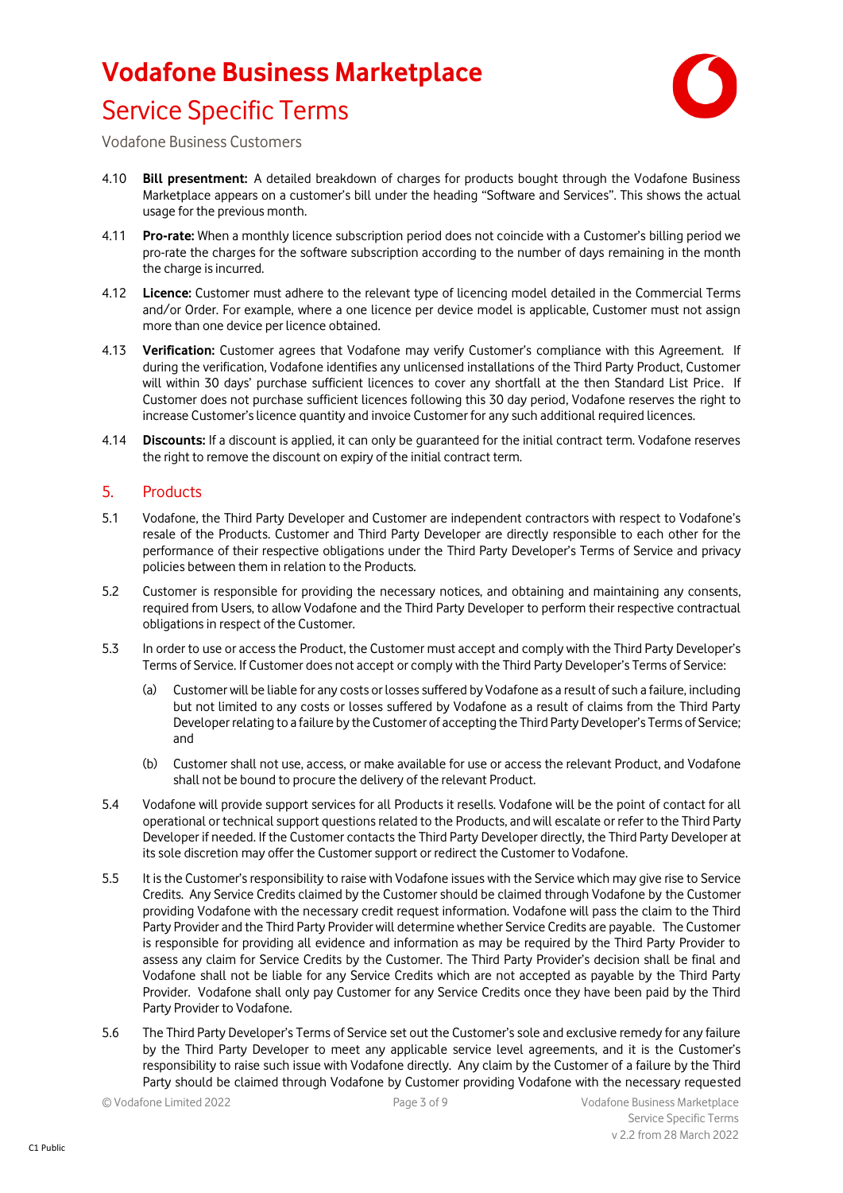4.10 **Bill presentment:** A detailed breakdown of charges for products bought through the Vodafone Business Marketplace appears on a customer's bill under the heading "Software and Services". This shows the actual usage for the previous month.

4.11 **Pro-rate:** When a monthly licence subscription period does not coincide with a Customer's billing period we pro-rate the charges for the software subscription according to the number of days remaining in the month the charge is incurred.

4.12 **Licence:** Customer must adhere to the relevant type of licencing model detailed in the Commercial Terms and/or Order. For example, where a one licence per device model is applicable, Customer must not assign more than one device per licence obtained.

4.13 **Verification:** Customer agrees that Vodafone may verify Customer's compliance with this Agreement. If during the verification, Vodafone identifies any unlicensed installations of the Third Party Product, Customer will within 30 days' purchase sufficient licences to cover any shortfall at the then Standard List Price. If Customer does not purchase sufficient licences following this 30 day period, Vodafone reserves the right to increase Customer's licence quantity and invoice Customer for any such additional required licences.

4.14 **Discounts:** If a discount is applied, it can only be guaranteed for the initial contract term. Vodafone reserves the right to remove the discount on expiry of the initial contract term.

## 5. Products

5.1 Vodafone, the Third Party Developer and Customer are independent contractors with respect to Vodafone's resale of the Products. Customer and Third Party Developer are directly responsible to each other for the performance of their respective obligations under the Third Party Developer's Terms of Service and privacy policies between them in relation to the Products.

5.2 Customer is responsible for providing the necessary notices, and obtaining and maintaining any consents, required from Users, to allow Vodafone and the Third Party Developer to perform their respective contractual obligations in respect of the Customer.

5.3 In order to use or access the Product, the Customer must accept and comply with the Third Party Developer's Terms of Service. If Customer does not accept or comply with the Third Party Developer's Terms of Service:

(a) Customer will be liable for any costs or losses suffered by Vodafone as a result of such a failure, including but not limited to any costs or losses suffered by Vodafone as a result of claims from the Third Party Developer relating to a failure by the Customer of accepting the Third Party Developer's Terms of Service; and

(b) Customer shall not use, access, or make available for use or access the relevant Product, and Vodafone shall not be bound to procure the delivery of the relevant Product.

5.4 Vodafone will provide support services for all Products it resells. Vodafone will be the point of contact for all operational or technical support questions related to the Products, and will escalate or refer to the Third Party Developer if needed. If the Customer contacts the Third Party Developer directly, the Third Party Developer at its sole discretion may offer the Customer support or redirect the Customer to Vodafone.

5.5 It is the Customer's responsibility to raise with Vodafone issues with the Service which may give rise to Service Credits. Any Service Credits claimed by the Customer should be claimed through Vodafone by the Customer providing Vodafone with the necessary credit request information. Vodafone will pass the claim to the Third Party Provider and the Third Party Provider will determine whether Service Credits are payable. The Customer is responsible for providing all evidence and information as may be required by the Third Party Provider to assess any claim for Service Credits by the Customer. The Third Party Provider's decision shall be final and Vodafone shall not be liable for any Service Credits which are not accepted as payable by the Third Party Provider. Vodafone shall only pay Customer for any Service Credits once they have been paid by the Third Party Provider to Vodafone.

5.6 The Third Party Developer's Terms of Service set out the Customer's sole and exclusive remedy for any failure by the Third Party Developer to meet any applicable service level agreements, and it is the Customer's responsibility to raise such issue with Vodafone directly. Any claim by the Customer of a failure by the Third Party should be claimed through Vodafone by Customer providing Vodafone with the necessary requested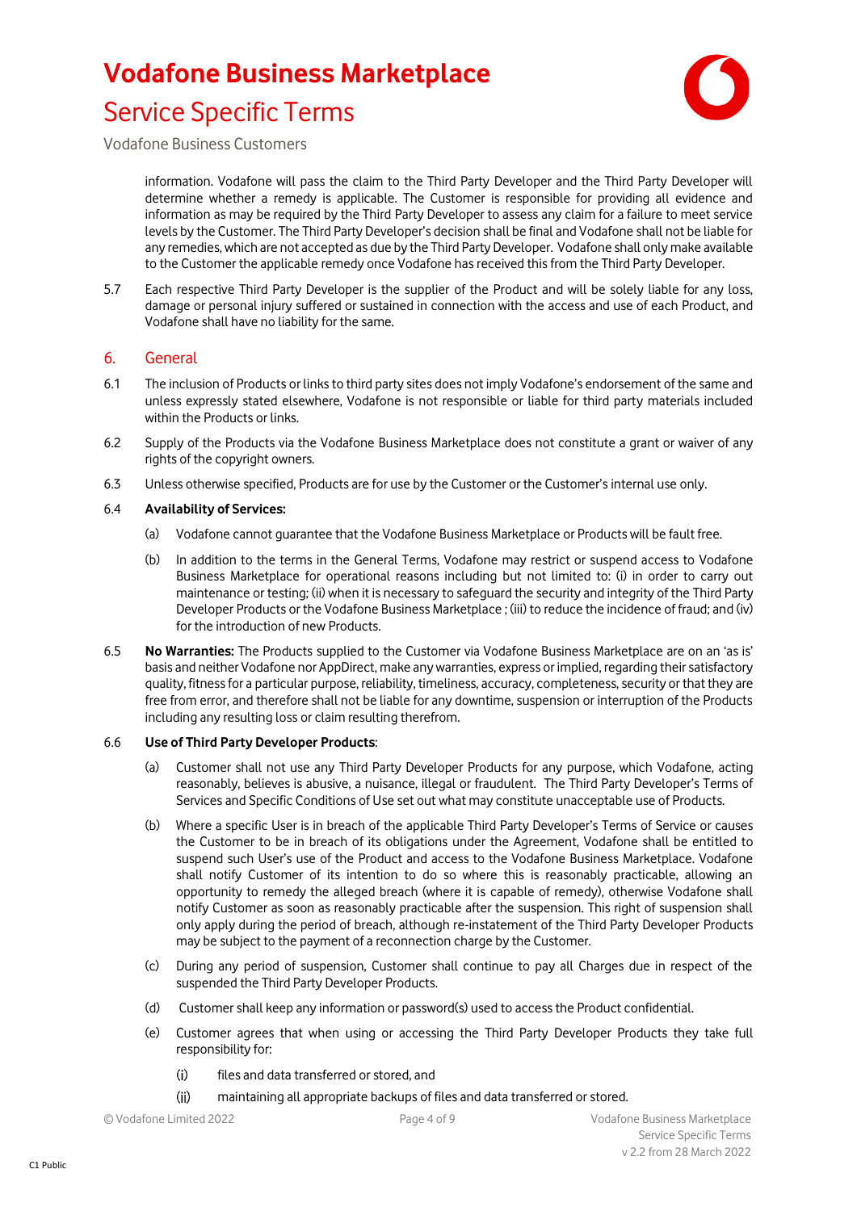information. Vodafone will pass the claim to the Third Party Developer and the Third Party Developer will determine whether a remedy is applicable. The Customer is responsible for providing all evidence and information as may be required by the Third Party Developer to assess any claim for a failure to meet service levels by the Customer. The Third Party Developer's decision shall be final and Vodafone shall not be liable for any remedies, which are not accepted as due by the Third Party Developer. Vodafone shall only make available to the Customer the applicable remedy once Vodafone has received this from the Third Party Developer.

5.7 Each respective Third Party Developer is the supplier of the Product and will be solely liable for any loss, damage or personal injury suffered or sustained in connection with the access and use of each Product, and Vodafone shall have no liability for the same.

## 6. General

6.1 The inclusion of Products or links to third party sites does not imply Vodafone's endorsement of the same and unless expressly stated elsewhere, Vodafone is not responsible or liable for third party materials included within the Products or links.

6.2 Supply of the Products via the Vodafone Business Marketplace does not constitute a grant or waiver of any rights of the copyright owners.

6.3 Unless otherwise specified, Products are for use by the Customer or the Customer's internal use only.

6.4 **Availability of Services:**

(a) Vodafone cannot guarantee that the Vodafone Business Marketplace or Products will be fault free.

(b) In addition to the terms in the General Terms, Vodafone may restrict or suspend access to Vodafone Business Marketplace for operational reasons including but not limited to: (i) in order to carry out maintenance or testing; (ii) when it is necessary to safeguard the security and integrity of the Third Party Developer Products or the Vodafone Business Marketplace ; (iii) to reduce the incidence of fraud; and (iv) for the introduction of new Products.

6.5 **No Warranties:** The Products supplied to the Customer via Vodafone Business Marketplace are on an 'as is' basis and neither Vodafone nor AppDirect, make any warranties, express or implied, regarding their satisfactory quality, fitness for a particular purpose, reliability, timeliness, accuracy, completeness, security or that they are free from error, and therefore shall not be liable for any downtime, suspension or interruption of the Products including any resulting loss or claim resulting therefrom.

6.6 **Use of Third Party Developer Products**:

(a) Customer shall not use any Third Party Developer Products for any purpose, which Vodafone, acting reasonably, believes is abusive, a nuisance, illegal or fraudulent. The Third Party Developer's Terms of Services and Specific Conditions of Use set out what may constitute unacceptable use of Products.

(b) Where a specific User is in breach of the applicable Third Party Developer's Terms of Service or causes the Customer to be in breach of its obligations under the Agreement, Vodafone shall be entitled to suspend such User's use of the Product and access to the Vodafone Business Marketplace. Vodafone shall notify Customer of its intention to do so where this is reasonably practicable, allowing an opportunity to remedy the alleged breach (where it is capable of remedy), otherwise Vodafone shall notify Customer as soon as reasonably practicable after the suspension. This right of suspension shall only apply during the period of breach, although re-instatement of the Third Party Developer Products may be subject to the payment of a reconnection charge by the Customer.

(c) During any period of suspension, Customer shall continue to pay all Charges due in respect of the suspended the Third Party Developer Products.

(d) Customer shall keep any information or password(s) used to access the Product confidential.

(e) Customer agrees that when using or accessing the Third Party Developer Products they take full responsibility for:

(i) files and data transferred or stored, and

(ii) maintaining all appropriate backups of files and data transferred or stored.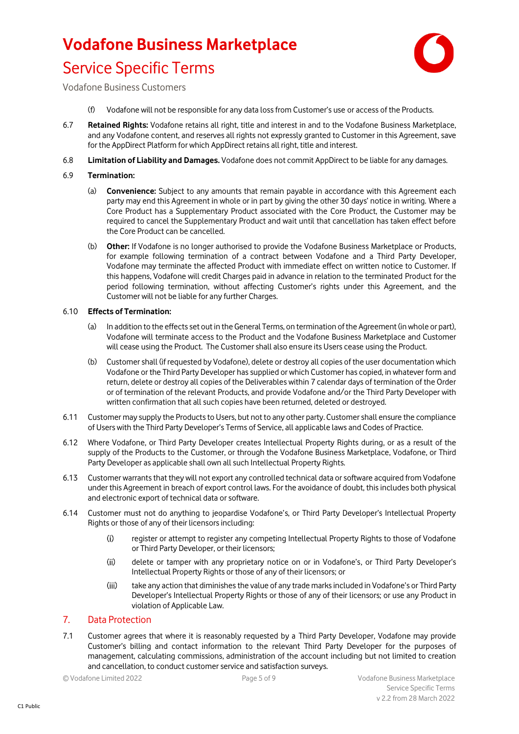(f) Vodafone will not be responsible for any data loss from Customer's use or access of the Products.

6.7 **Retained Rights:** Vodafone retains all right, title and interest in and to the Vodafone Business Marketplace, and any Vodafone content, and reserves all rights not expressly granted to Customer in this Agreement, save for the AppDirect Platform for which AppDirect retains all right, title and interest.

6.8 **Limitation of Liability and Damages.** Vodafone does not commit AppDirect to be liable for any damages.

6.9 **Termination:**

(a) **Convenience:** Subject to any amounts that remain payable in accordance with this Agreement each party may end this Agreement in whole or in part by giving the other 30 days' notice in writing. Where a Core Product has a Supplementary Product associated with the Core Product, the Customer may be required to cancel the Supplementary Product and wait until that cancellation has taken effect before the Core Product can be cancelled.

(b) **Other:** If Vodafone is no longer authorised to provide the Vodafone Business Marketplace or Products, for example following termination of a contract between Vodafone and a Third Party Developer, Vodafone may terminate the affected Product with immediate effect on written notice to Customer. If this happens, Vodafone will credit Charges paid in advance in relation to the terminated Product for the period following termination, without affecting Customer's rights under this Agreement, and the Customer will not be liable for any further Charges.

6.10 **Effects of Termination:**

(a) In addition to the effects set out in the General Terms, on termination of the Agreement (in whole or part), Vodafone will terminate access to the Product and the Vodafone Business Marketplace and Customer will cease using the Product. The Customer shall also ensure its Users cease using the Product.

(b) Customer shall (if requested by Vodafone), delete or destroy all copies of the user documentation which Vodafone or the Third Party Developer has supplied or which Customer has copied, in whatever form and return, delete or destroy all copies of the Deliverables within 7 calendar days of termination of the Order or of termination of the relevant Products, and provide Vodafone and/or the Third Party Developer with written confirmation that all such copies have been returned, deleted or destroyed.

6.11 Customer may supply the Products to Users, but not to any other party. Customer shall ensure the compliance of Users with the Third Party Developer's Terms of Service, all applicable laws and Codes of Practice.

6.12 Where Vodafone, or Third Party Developer creates Intellectual Property Rights during, or as a result of the supply of the Products to the Customer, or through the Vodafone Business Marketplace, Vodafone, or Third Party Developer as applicable shall own all such Intellectual Property Rights.

6.13 Customer warrants that they will not export any controlled technical data or software acquired from Vodafone under this Agreement in breach of export control laws. For the avoidance of doubt, this includes both physical and electronic export of technical data or software.

6.14 Customer must not do anything to jeopardise Vodafone's, or Third Party Developer's Intellectual Property Rights or those of any of their licensors including:

(i) register or attempt to register any competing Intellectual Property Rights to those of Vodafone or Third Party Developer, or their licensors;

(ii) delete or tamper with any proprietary notice on or in Vodafone's, or Third Party Developer's Intellectual Property Rights or those of any of their licensors; or

(iii) take any action that diminishes the value of any trade marks included in Vodafone's or Third Party Developer's Intellectual Property Rights or those of any of their licensors; or use any Product in violation of Applicable Law.

## 7. Data Protection

7.1 Customer agrees that where it is reasonably requested by a Third Party Developer, Vodafone may provide Customer's billing and contact information to the relevant Third Party Developer for the purposes of management, calculating commissions, administration of the account including but not limited to creation and cancellation, to conduct customer service and satisfaction surveys.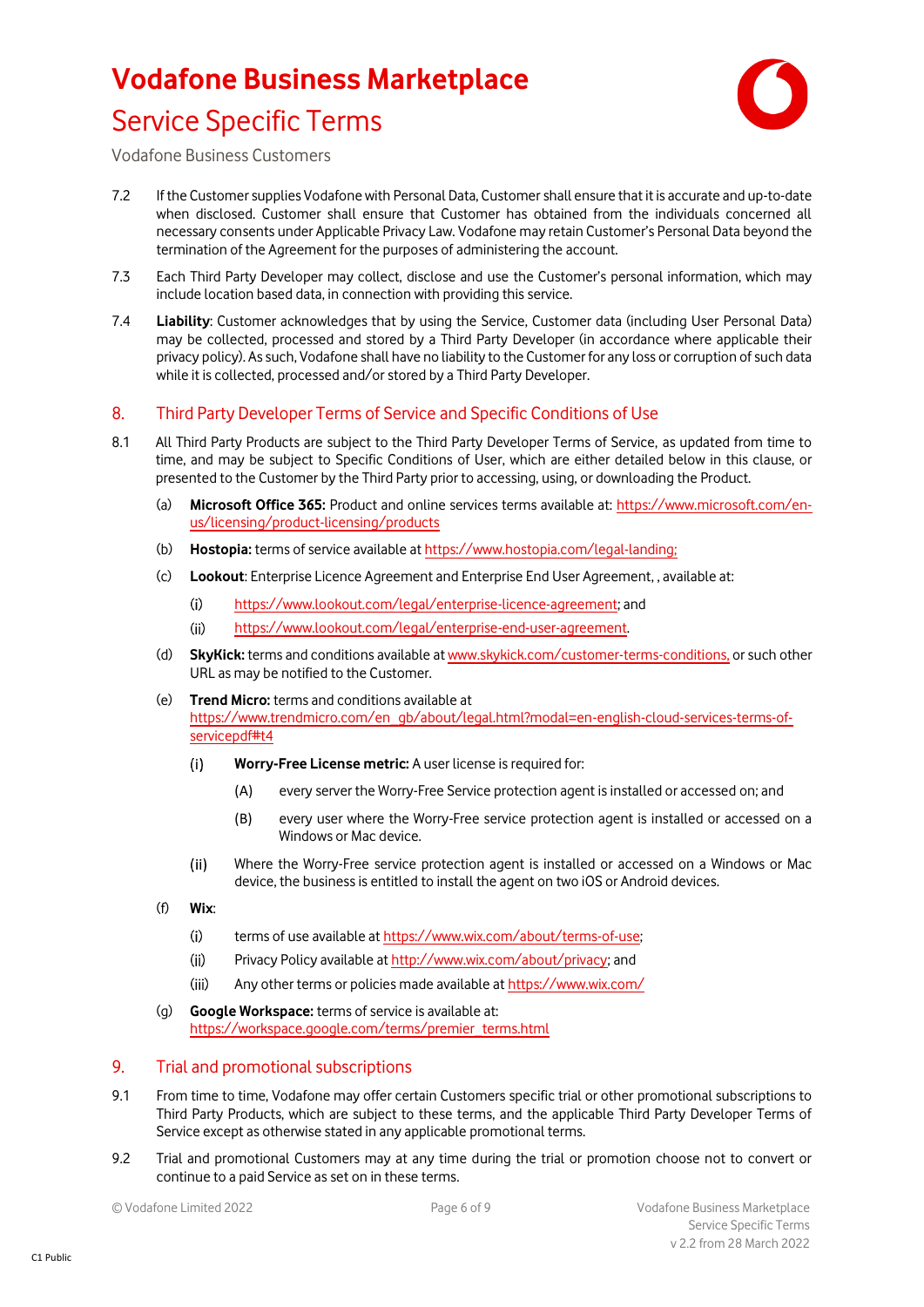7.2 If the Customer supplies Vodafone with Personal Data, Customer shall ensure that it is accurate and up-to-date when disclosed. Customer shall ensure that Customer has obtained from the individuals concerned all necessary consents under Applicable Privacy Law. Vodafone may retain Customer's Personal Data beyond the termination of the Agreement for the purposes of administering the account.

7.3 Each Third Party Developer may collect, disclose and use the Customer's personal information, which may include location based data, in connection with providing this service.

7.4 **Liability**: Customer acknowledges that by using the Service, Customer data (including User Personal Data) may be collected, processed and stored by a Third Party Developer (in accordance where applicable their privacy policy). As such, Vodafone shall have no liability to the Customer for any loss or corruption of such data while it is collected, processed and/or stored by a Third Party Developer.

## 8. Third Party Developer Terms of Service and Specific Conditions of Use

8.1 All Third Party Products are subject to the Third Party Developer Terms of Service, as updated from time to time, and may be subject to Specific Conditions of User, which are either detailed below in this clause, or presented to the Customer by the Third Party prior to accessing, using, or downloading the Product.

(a) **Microsoft Office 365:** Product and online services terms available at: https://www.microsoft.com/en-us/licensing/product-licensing/products

(b) **Hostopia:** terms of service available at https://www.hostopia.com/legal-landing;

(c) **Lookout**: Enterprise Licence Agreement and Enterprise End User Agreement, , available at:

  (i) https://www.lookout.com/legal/enterprise-licence-agreement; and

  (ii) https://www.lookout.com/legal/enterprise-end-user-agreement.

(d) **SkyKick:** terms and conditions available at www.skykick.com/customer-terms-conditions, or such other URL as may be notified to the Customer.

(e) **Trend Micro:** terms and conditions available at https://www.trendmicro.com/en_gb/about/legal.html?modal=en-english-cloud-services-terms-of-servicepdf#t4

  (i) **Worry-Free License metric:** A user license is required for:

    (A) every server the Worry-Free Service protection agent is installed or accessed on; and

    (B) every user where the Worry-Free service protection agent is installed or accessed on a Windows or Mac device.

  (ii) Where the Worry-Free service protection agent is installed or accessed on a Windows or Mac device, the business is entitled to install the agent on two iOS or Android devices.

(f) **Wix**:

  (i) terms of use available at https://www.wix.com/about/terms-of-use;

  (ii) Privacy Policy available at http://www.wix.com/about/privacy; and

  (iii) Any other terms or policies made available at https://www.wix.com/

(g) **Google Workspace:** terms of service is available at: https://workspace.google.com/terms/premier_terms.html

## 9. Trial and promotional subscriptions

9.1 From time to time, Vodafone may offer certain Customers specific trial or other promotional subscriptions to Third Party Products, which are subject to these terms, and the applicable Third Party Developer Terms of Service except as otherwise stated in any applicable promotional terms.

9.2 Trial and promotional Customers may at any time during the trial or promotion choose not to convert or continue to a paid Service as set on in these terms.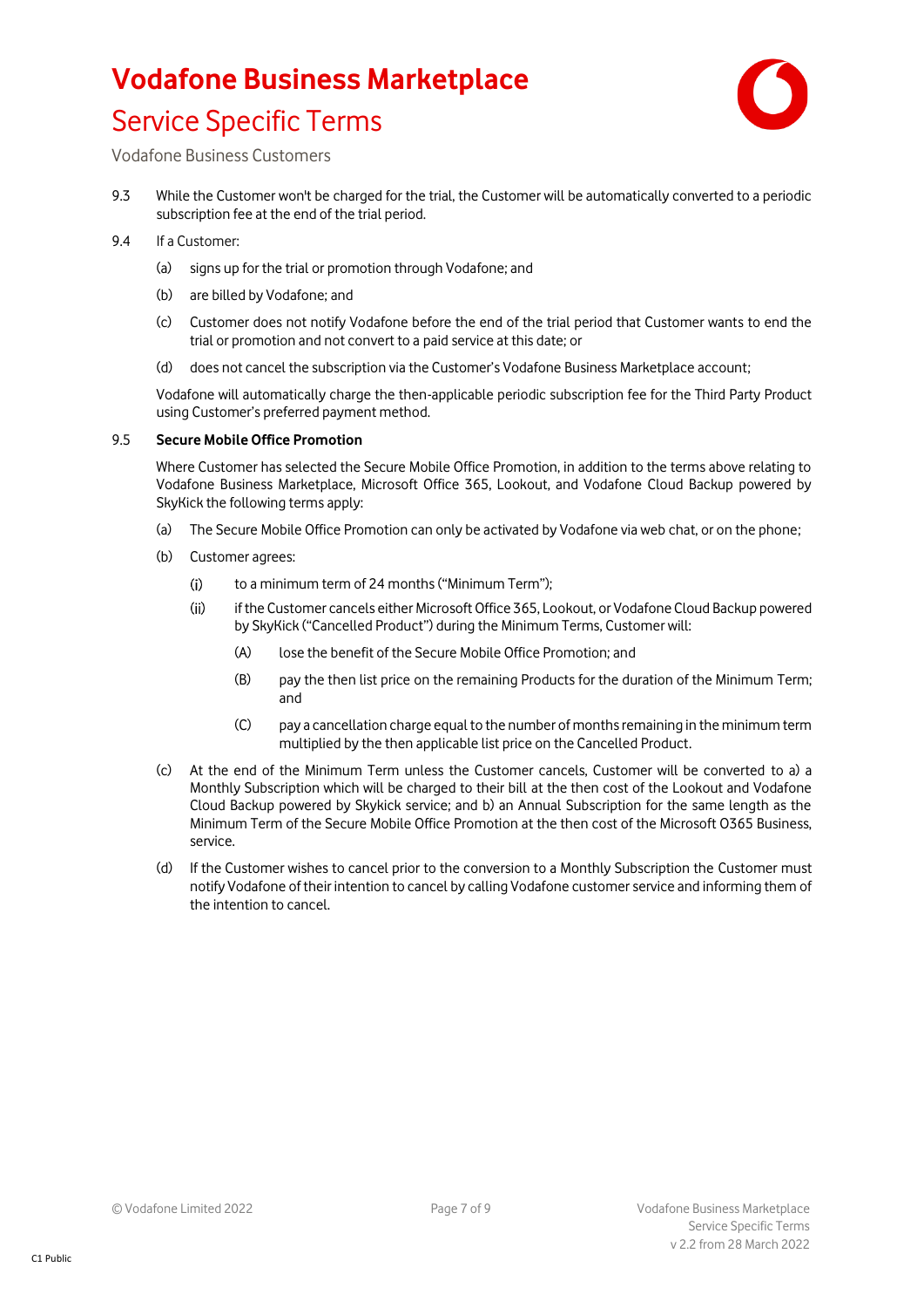9.3 While the Customer won't be charged for the trial, the Customer will be automatically converted to a periodic subscription fee at the end of the trial period.

9.4 If a Customer:

(a) signs up for the trial or promotion through Vodafone; and

(b) are billed by Vodafone; and

(c) Customer does not notify Vodafone before the end of the trial period that Customer wants to end the trial or promotion and not convert to a paid service at this date; or

(d) does not cancel the subscription via the Customer's Vodafone Business Marketplace account;

Vodafone will automatically charge the then-applicable periodic subscription fee for the Third Party Product using Customer's preferred payment method.

9.5 **Secure Mobile Office Promotion**

Where Customer has selected the Secure Mobile Office Promotion, in addition to the terms above relating to Vodafone Business Marketplace, Microsoft Office 365, Lookout, and Vodafone Cloud Backup powered by SkyKick the following terms apply:

(a) The Secure Mobile Office Promotion can only be activated by Vodafone via web chat, or on the phone;

(b) Customer agrees:

(i) to a minimum term of 24 months ("Minimum Term");

(ii) if the Customer cancels either Microsoft Office 365, Lookout, or Vodafone Cloud Backup powered by SkyKick ("Cancelled Product") during the Minimum Terms, Customer will:

(A) lose the benefit of the Secure Mobile Office Promotion; and

(B) pay the then list price on the remaining Products for the duration of the Minimum Term; and

(C) pay a cancellation charge equal to the number of months remaining in the minimum term multiplied by the then applicable list price on the Cancelled Product.

(c) At the end of the Minimum Term unless the Customer cancels, Customer will be converted to a) a Monthly Subscription which will be charged to their bill at the then cost of the Lookout and Vodafone Cloud Backup powered by Skykick service; and b) an Annual Subscription for the same length as the Minimum Term of the Secure Mobile Office Promotion at the then cost of the Microsoft O365 Business, service.

(d) If the Customer wishes to cancel prior to the conversion to a Monthly Subscription the Customer must notify Vodafone of their intention to cancel by calling Vodafone customer service and informing them of the intention to cancel.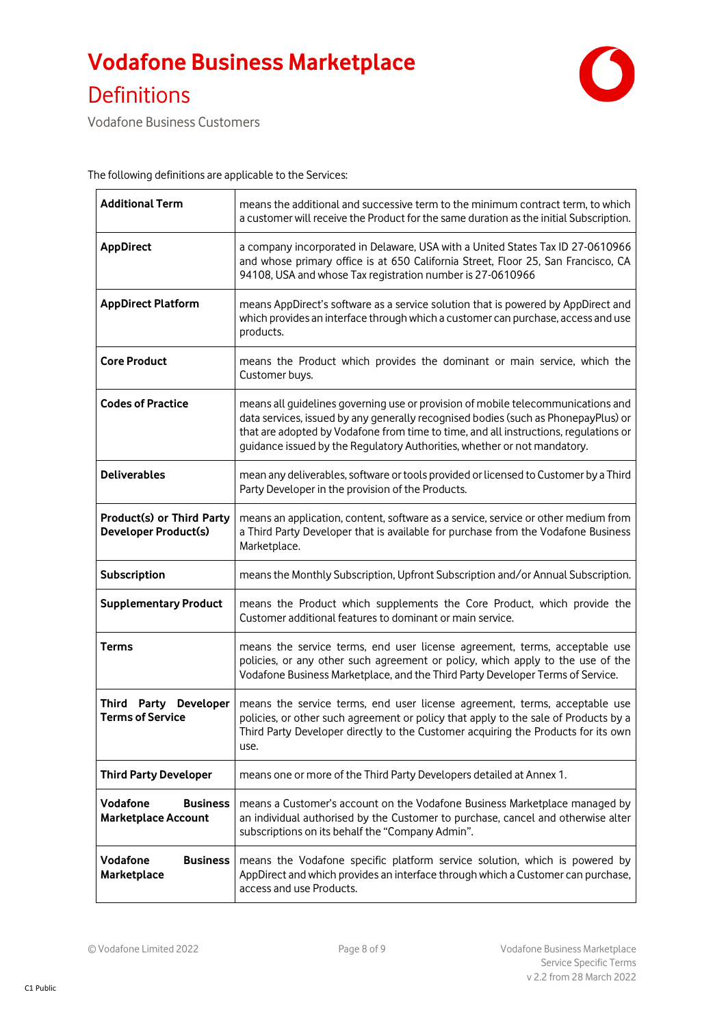# Vodafone Business Marketplace

## Definitions

Vodafone Business Customers

The following definitions are applicable to the Services:

| | |
|---|---|
| **Additional Term** | means the additional and successive term to the minimum contract term, to which a customer will receive the Product for the same duration as the initial Subscription. |
| **AppDirect** | a company incorporated in Delaware, USA with a United States Tax ID 27-0610966 and whose primary office is at 650 California Street, Floor 25, San Francisco, CA 94108, USA and whose Tax registration number is 27-0610966 |
| **AppDirect Platform** | means AppDirect's software as a service solution that is powered by AppDirect and which provides an interface through which a customer can purchase, access and use products. |
| **Core Product** | means the Product which provides the dominant or main service, which the Customer buys. |
| **Codes of Practice** | means all guidelines governing use or provision of mobile telecommunications and data services, issued by any generally recognised bodies (such as PhonepayPlus) or that are adopted by Vodafone from time to time, and all instructions, regulations or guidance issued by the Regulatory Authorities, whether or not mandatory. |
| **Deliverables** | mean any deliverables, software or tools provided or licensed to Customer by a Third Party Developer in the provision of the Products. |
| **Product(s) or Third Party Developer Product(s)** | means an application, content, software as a service, service or other medium from a Third Party Developer that is available for purchase from the Vodafone Business Marketplace. |
| **Subscription** | means the Monthly Subscription, Upfront Subscription and/or Annual Subscription. |
| **Supplementary Product** | means the Product which supplements the Core Product, which provide the Customer additional features to dominant or main service. |
| **Terms** | means the service terms, end user license agreement, terms, acceptable use policies, or any other such agreement or policy, which apply to the use of the Vodafone Business Marketplace, and the Third Party Developer Terms of Service. |
| **Third Party Developer Terms of Service** | means the service terms, end user license agreement, terms, acceptable use policies, or other such agreement or policy that apply to the sale of Products by a Third Party Developer directly to the Customer acquiring the Products for its own use. |
| **Third Party Developer** | means one or more of the Third Party Developers detailed at Annex 1. |
| **Vodafone Business Marketplace Account** | means a Customer's account on the Vodafone Business Marketplace managed by an individual authorised by the Customer to purchase, cancel and otherwise alter subscriptions on its behalf the "Company Admin". |
| **Vodafone Business Marketplace** | means the Vodafone specific platform service solution, which is powered by AppDirect and which provides an interface through which a Customer can purchase, access and use Products. |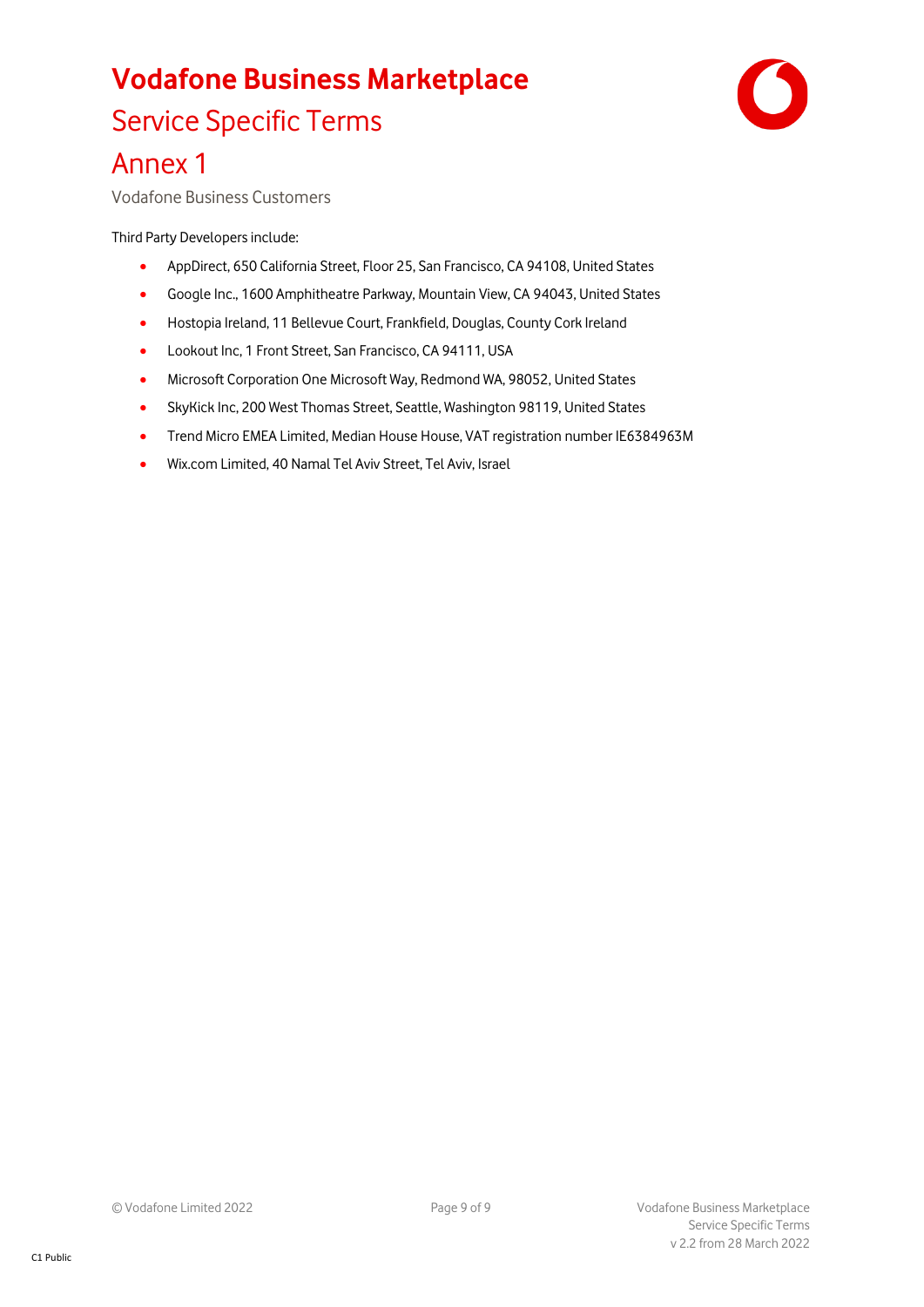# Vodafone Business Marketplace

## Service Specific Terms

## Annex 1

Vodafone Business Customers

Third Party Developers include:

- AppDirect, 650 California Street, Floor 25, San Francisco, CA 94108, United States
- Google Inc., 1600 Amphitheatre Parkway, Mountain View, CA 94043, United States
- Hostopia Ireland, 11 Bellevue Court, Frankfield, Douglas, County Cork Ireland
- Lookout Inc, 1 Front Street, San Francisco, CA 94111, USA
- Microsoft Corporation One Microsoft Way, Redmond WA, 98052, United States
- SkyKick Inc, 200 West Thomas Street, Seattle, Washington 98119, United States
- Trend Micro EMEA Limited, Median House House, VAT registration number IE6384963M
- Wix.com Limited, 40 Namal Tel Aviv Street, Tel Aviv, Israel